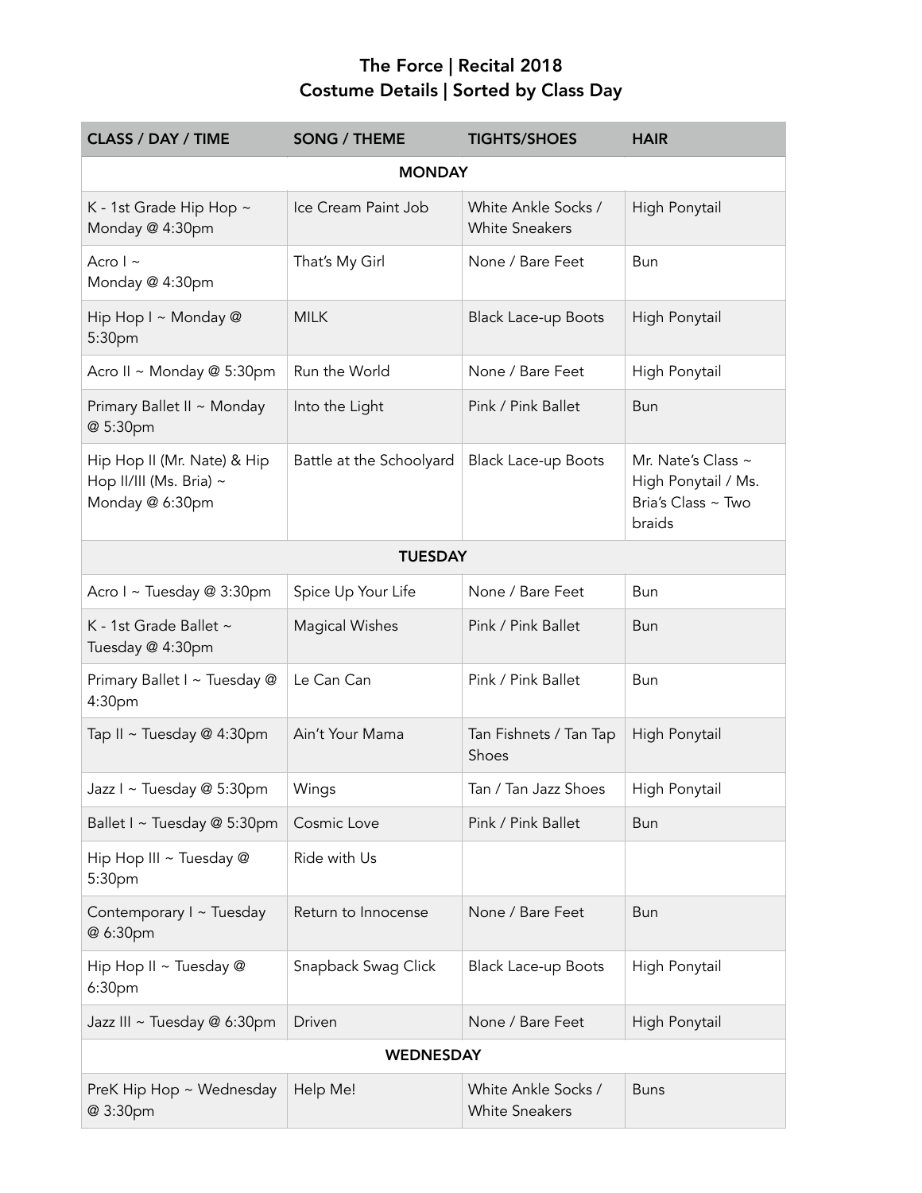# The Force | Recital 2018
## Costume Details | Sorted by Class Day

| CLASS / DAY / TIME | SONG / THEME | TIGHTS/SHOES | HAIR |
|---|---|---|---|
| **MONDAY** | | | |
| K - 1st Grade Hip Hop ~ Monday @ 4:30pm | Ice Cream Paint Job | White Ankle Socks / White Sneakers | High Ponytail |
| Acro I ~ Monday @ 4:30pm | That's My Girl | None / Bare Feet | Bun |
| Hip Hop I ~ Monday @ 5:30pm | MILK | Black Lace-up Boots | High Ponytail |
| Acro II ~ Monday @ 5:30pm | Run the World | None / Bare Feet | High Ponytail |
| Primary Ballet II ~ Monday @ 5:30pm | Into the Light | Pink / Pink Ballet | Bun |
| Hip Hop II (Mr. Nate) & Hip Hop II/III (Ms. Bria) ~ Monday @ 6:30pm | Battle at the Schoolyard | Black Lace-up Boots | Mr. Nate's Class ~ High Ponytail / Ms. Bria's Class ~ Two braids |
| **TUESDAY** | | | |
| Acro I ~ Tuesday @ 3:30pm | Spice Up Your Life | None / Bare Feet | Bun |
| K - 1st Grade Ballet ~ Tuesday @ 4:30pm | Magical Wishes | Pink / Pink Ballet | Bun |
| Primary Ballet I ~ Tuesday @ 4:30pm | Le Can Can | Pink / Pink Ballet | Bun |
| Tap II ~ Tuesday @ 4:30pm | Ain't Your Mama | Tan Fishnets / Tan Tap Shoes | High Ponytail |
| Jazz I ~ Tuesday @ 5:30pm | Wings | Tan / Tan Jazz Shoes | High Ponytail |
| Ballet I ~ Tuesday @ 5:30pm | Cosmic Love | Pink / Pink Ballet | Bun |
| Hip Hop III ~ Tuesday @ 5:30pm | Ride with Us | | |
| Contemporary I ~ Tuesday @ 6:30pm | Return to Innocense | None / Bare Feet | Bun |
| Hip Hop II ~ Tuesday @ 6:30pm | Snapback Swag Click | Black Lace-up Boots | High Ponytail |
| Jazz III ~ Tuesday @ 6:30pm | Driven | None / Bare Feet | High Ponytail |
| **WEDNESDAY** | | | |
| PreK Hip Hop ~ Wednesday @ 3:30pm | Help Me! | White Ankle Socks / White Sneakers | Buns |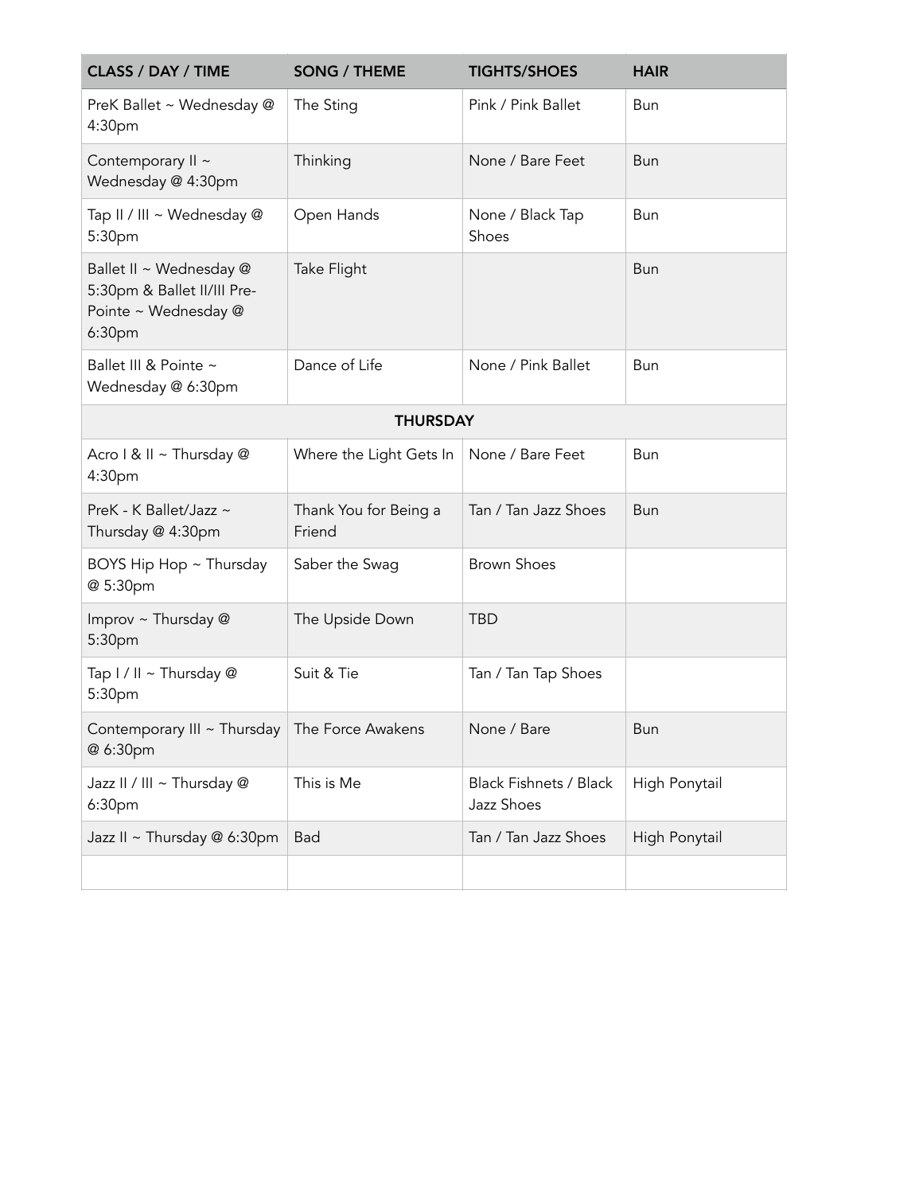| CLASS / DAY / TIME | SONG / THEME | TIGHTS/SHOES | HAIR |
|---|---|---|---|
| PreK Ballet ~ Wednesday @ 4:30pm | The Sting | Pink / Pink Ballet | Bun |
| Contemporary II ~ Wednesday @ 4:30pm | Thinking | None / Bare Feet | Bun |
| Tap II / III ~ Wednesday @ 5:30pm | Open Hands | None / Black Tap Shoes | Bun |
| Ballet II ~ Wednesday @ 5:30pm & Ballet II/III Pre-Pointe ~ Wednesday @ 6:30pm | Take Flight | | Bun |
| Ballet III & Pointe ~ Wednesday @ 6:30pm | Dance of Life | None / Pink Ballet | Bun |
| **THURSDAY** | | | |
| Acro I & II ~ Thursday @ 4:30pm | Where the Light Gets In | None / Bare Feet | Bun |
| PreK - K Ballet/Jazz ~ Thursday @ 4:30pm | Thank You for Being a Friend | Tan / Tan Jazz Shoes | Bun |
| BOYS Hip Hop ~ Thursday @ 5:30pm | Saber the Swag | Brown Shoes | |
| Improv ~ Thursday @ 5:30pm | The Upside Down | TBD | |
| Tap I / II ~ Thursday @ 5:30pm | Suit & Tie | Tan / Tan Tap Shoes | |
| Contemporary III ~ Thursday @ 6:30pm | The Force Awakens | None / Bare | Bun |
| Jazz II / III ~ Thursday @ 6:30pm | This is Me | Black Fishnets / Black Jazz Shoes | High Ponytail |
| Jazz II ~ Thursday @ 6:30pm | Bad | Tan / Tan Jazz Shoes | High Ponytail |
| | | | |